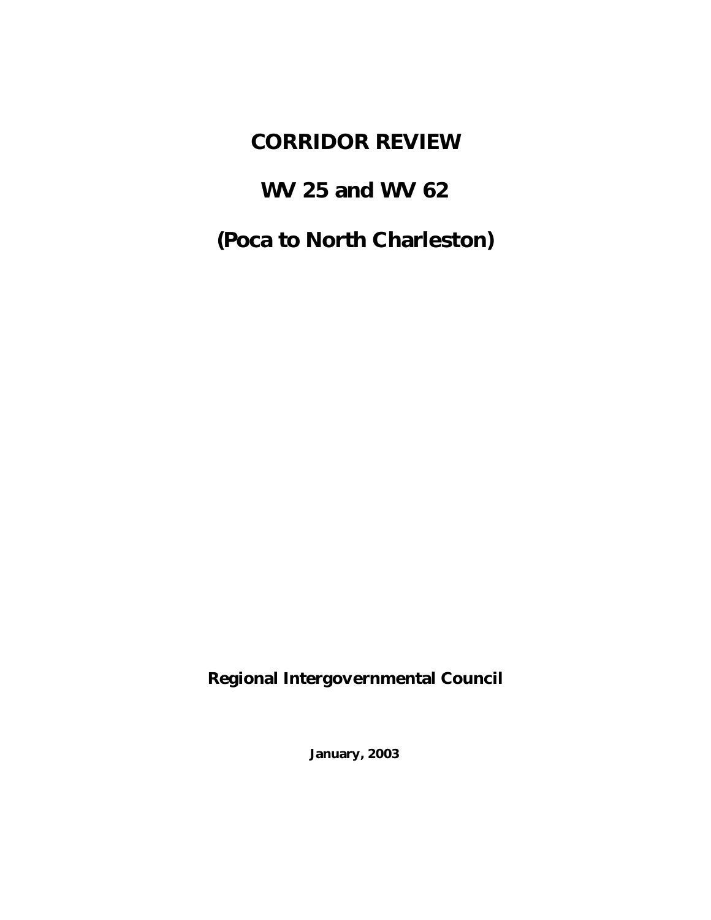# CORRIDOR REVIEW

# WV 25 and WV 62

# (Poca to North Charleston)

**Regional Intergovernmental Council**

**January, 2003**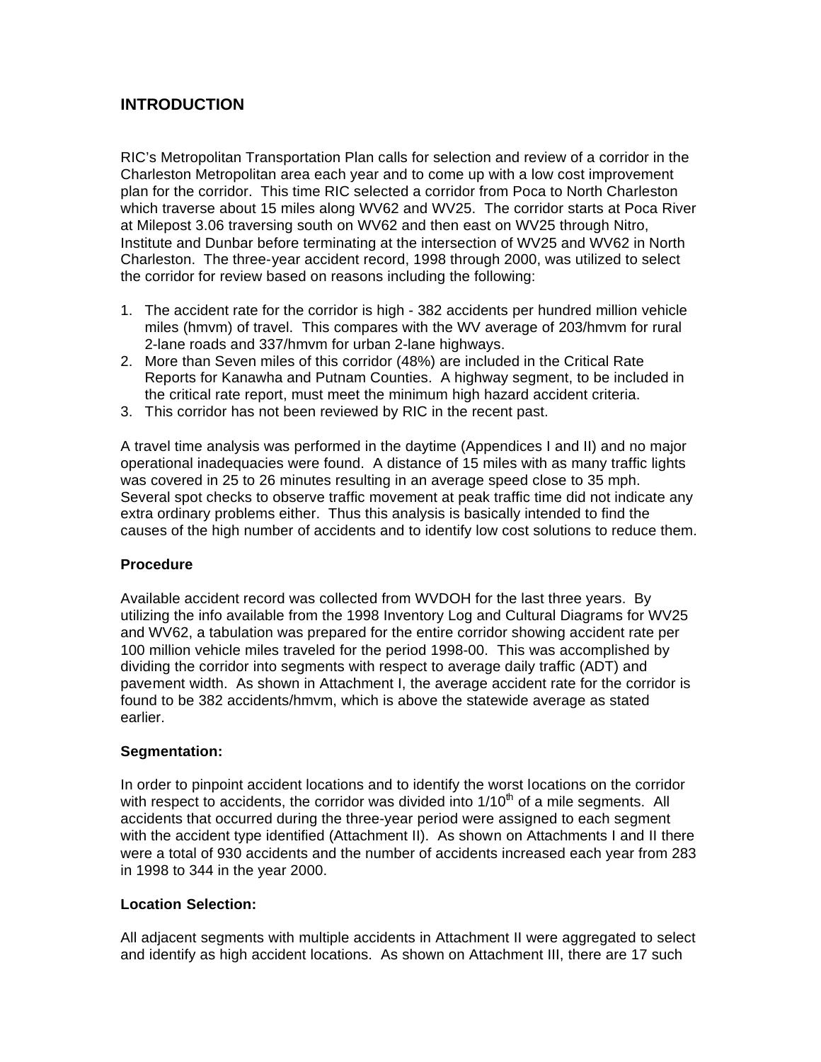# INTRODUCTION

RIC's Metropolitan Transportation Plan calls for selection and review of a corridor in the Charleston Metropolitan area each year and to come up with a low cost improvement plan for the corridor. This time RIC selected a corridor from Poca to North Charleston which traverse about 15 miles along WV62 and WV25. The corridor starts at Poca River at Milepost 3.06 traversing south on WV62 and then east on WV25 through Nitro, Institute and Dunbar before terminating at the intersection of WV25 and WV62 in North Charleston. The three-year accident record, 1998 through 2000, was utilized to select the corridor for review based on reasons including the following:

1. The accident rate for the corridor is high - 382 accidents per hundred million vehicle miles (hmvm) of travel. This compares with the WV average of 203/hmvm for rural 2-lane roads and 337/hmvm for urban 2-lane highways.
2. More than Seven miles of this corridor (48%) are included in the Critical Rate Reports for Kanawha and Putnam Counties. A highway segment, to be included in the critical rate report, must meet the minimum high hazard accident criteria.
3. This corridor has not been reviewed by RIC in the recent past.

A travel time analysis was performed in the daytime (Appendices I and II) and no major operational inadequacies were found. A distance of 15 miles with as many traffic lights was covered in 25 to 26 minutes resulting in an average speed close to 35 mph. Several spot checks to observe traffic movement at peak traffic time did not indicate any extra ordinary problems either. Thus this analysis is basically intended to find the causes of the high number of accidents and to identify low cost solutions to reduce them.

### Procedure

Available accident record was collected from WVDOH for the last three years. By utilizing the info available from the 1998 Inventory Log and Cultural Diagrams for WV25 and WV62, a tabulation was prepared for the entire corridor showing accident rate per 100 million vehicle miles traveled for the period 1998-00. This was accomplished by dividing the corridor into segments with respect to average daily traffic (ADT) and pavement width. As shown in Attachment I, the average accident rate for the corridor is found to be 382 accidents/hmvm, which is above the statewide average as stated earlier.

### Segmentation:

In order to pinpoint accident locations and to identify the worst locations on the corridor with respect to accidents, the corridor was divided into $1/10^{th}$ of a mile segments. All accidents that occurred during the three-year period were assigned to each segment with the accident type identified (Attachment II). As shown on Attachments I and II there were a total of 930 accidents and the number of accidents increased each year from 283 in 1998 to 344 in the year 2000.

### Location Selection:

All adjacent segments with multiple accidents in Attachment II were aggregated to select and identify as high accident locations. As shown on Attachment III, there are 17 such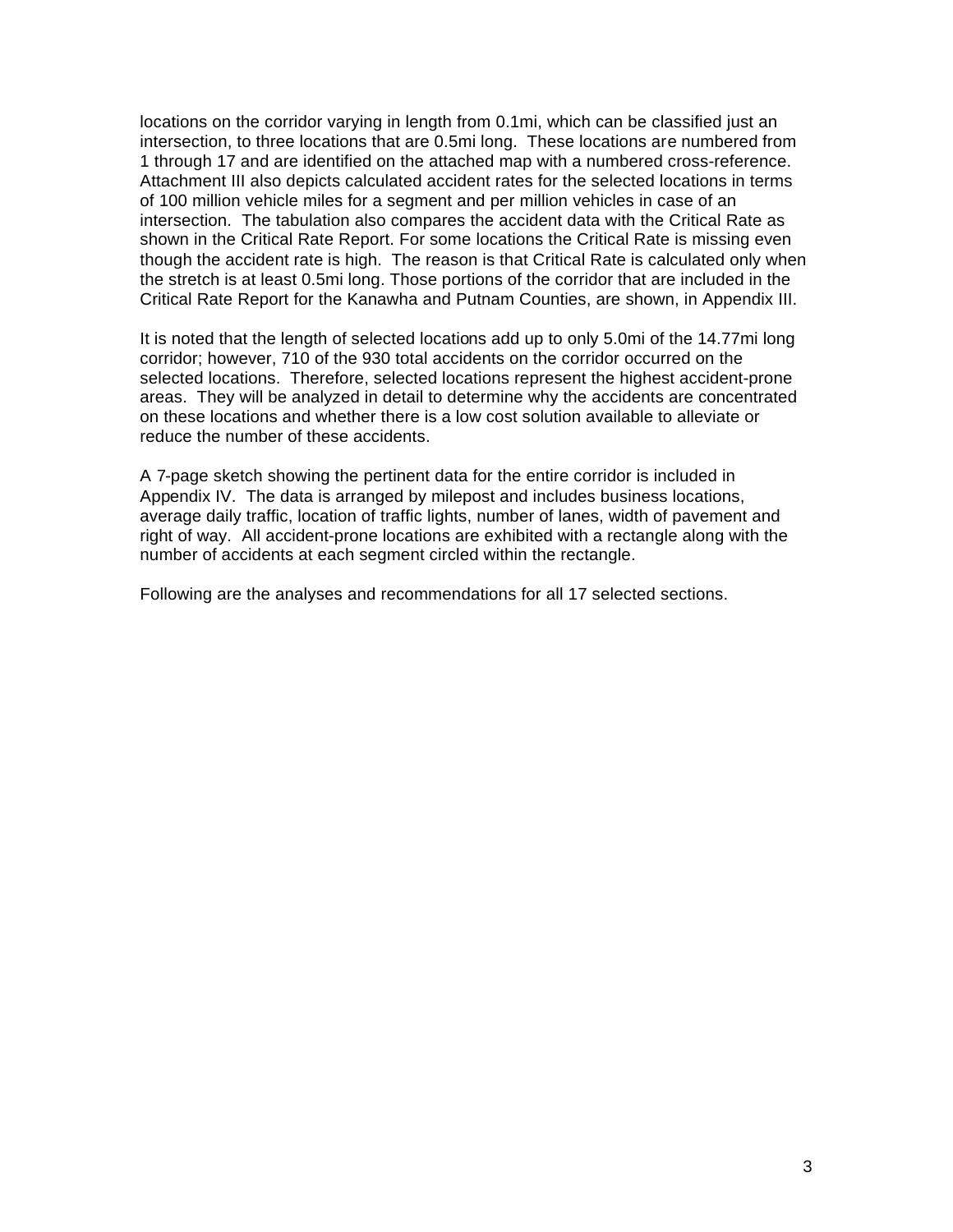locations on the corridor varying in length from 0.1mi, which can be classified just an intersection, to three locations that are 0.5mi long. These locations are numbered from 1 through 17 and are identified on the attached map with a numbered cross-reference. Attachment III also depicts calculated accident rates for the selected locations in terms of 100 million vehicle miles for a segment and per million vehicles in case of an intersection. The tabulation also compares the accident data with the Critical Rate as shown in the Critical Rate Report. For some locations the Critical Rate is missing even though the accident rate is high. The reason is that Critical Rate is calculated only when the stretch is at least 0.5mi long. Those portions of the corridor that are included in the Critical Rate Report for the Kanawha and Putnam Counties, are shown, in Appendix III.

It is noted that the length of selected locations add up to only 5.0mi of the 14.77mi long corridor; however, 710 of the 930 total accidents on the corridor occurred on the selected locations. Therefore, selected locations represent the highest accident-prone areas. They will be analyzed in detail to determine why the accidents are concentrated on these locations and whether there is a low cost solution available to alleviate or reduce the number of these accidents.

A 7-page sketch showing the pertinent data for the entire corridor is included in Appendix IV. The data is arranged by milepost and includes business locations, average daily traffic, location of traffic lights, number of lanes, width of pavement and right of way. All accident-prone locations are exhibited with a rectangle along with the number of accidents at each segment circled within the rectangle.

Following are the analyses and recommendations for all 17 selected sections.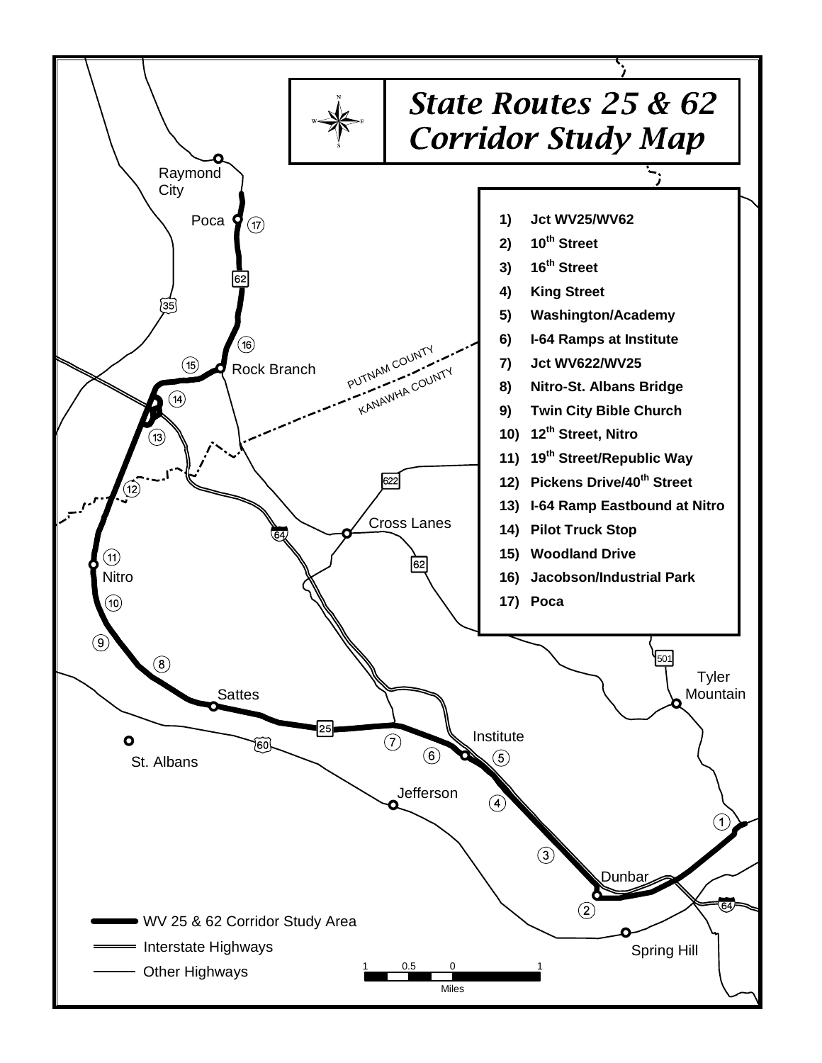# State Routes 25 & 62 Corridor Study Map

1) Jct WV25/WV62
2) 10th Street
3) 16th Street
4) King Street
5) Washington/Academy
6) I-64 Ramps at Institute
7) Jct WV622/WV25
8) Nitro-St. Albans Bridge
9) Twin City Bible Church
10) 12th Street, Nitro
11) 19th Street/Republic Way
12) Pickens Drive/40th Street
13) I-64 Ramp Eastbound at Nitro
14) Pilot Truck Stop
15) Woodland Drive
16) Jacobson/Industrial Park
17) Poca

Raymond City
Poca
Rock Branch
PUTNAM COUNTY
KANAWHA COUNTY
Cross Lanes
Nitro
Sattes
St. Albans
Institute
Jefferson
Tyler Mountain
Dunbar
Spring Hill

WV 25 & 62 Corridor Study Area
Interstate Highways
Other Highways

1 0.5 0 1
Miles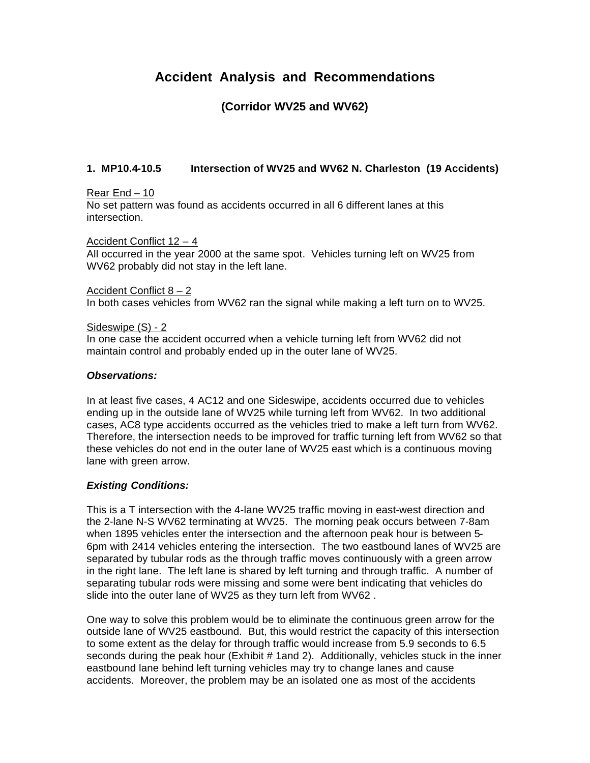# Accident Analysis and Recommendations

## (Corridor WV25 and WV62)

### 1. MP10.4-10.5 Intersection of WV25 and WV62 N. Charleston (19 Accidents)

Rear End – 10

No set pattern was found as accidents occurred in all 6 different lanes at this intersection.

Accident Conflict 12 – 4

All occurred in the year 2000 at the same spot. Vehicles turning left on WV25 from WV62 probably did not stay in the left lane.

Accident Conflict 8 – 2

In both cases vehicles from WV62 ran the signal while making a left turn on to WV25.

Sideswipe (S) - 2

In one case the accident occurred when a vehicle turning left from WV62 did not maintain control and probably ended up in the outer lane of WV25.

***Observations:***

In at least five cases, 4 AC12 and one Sideswipe, accidents occurred due to vehicles ending up in the outside lane of WV25 while turning left from WV62. In two additional cases, AC8 type accidents occurred as the vehicles tried to make a left turn from WV62. Therefore, the intersection needs to be improved for traffic turning left from WV62 so that these vehicles do not end in the outer lane of WV25 east which is a continuous moving lane with green arrow.

***Existing Conditions:***

This is a T intersection with the 4-lane WV25 traffic moving in east-west direction and the 2-lane N-S WV62 terminating at WV25. The morning peak occurs between 7-8am when 1895 vehicles enter the intersection and the afternoon peak hour is between 5-6pm with 2414 vehicles entering the intersection. The two eastbound lanes of WV25 are separated by tubular rods as the through traffic moves continuously with a green arrow in the right lane. The left lane is shared by left turning and through traffic. A number of separating tubular rods were missing and some were bent indicating that vehicles do slide into the outer lane of WV25 as they turn left from WV62 .

One way to solve this problem would be to eliminate the continuous green arrow for the outside lane of WV25 eastbound. But, this would restrict the capacity of this intersection to some extent as the delay for through traffic would increase from 5.9 seconds to 6.5 seconds during the peak hour (Exhibit # 1and 2). Additionally, vehicles stuck in the inner eastbound lane behind left turning vehicles may try to change lanes and cause accidents. Moreover, the problem may be an isolated one as most of the accidents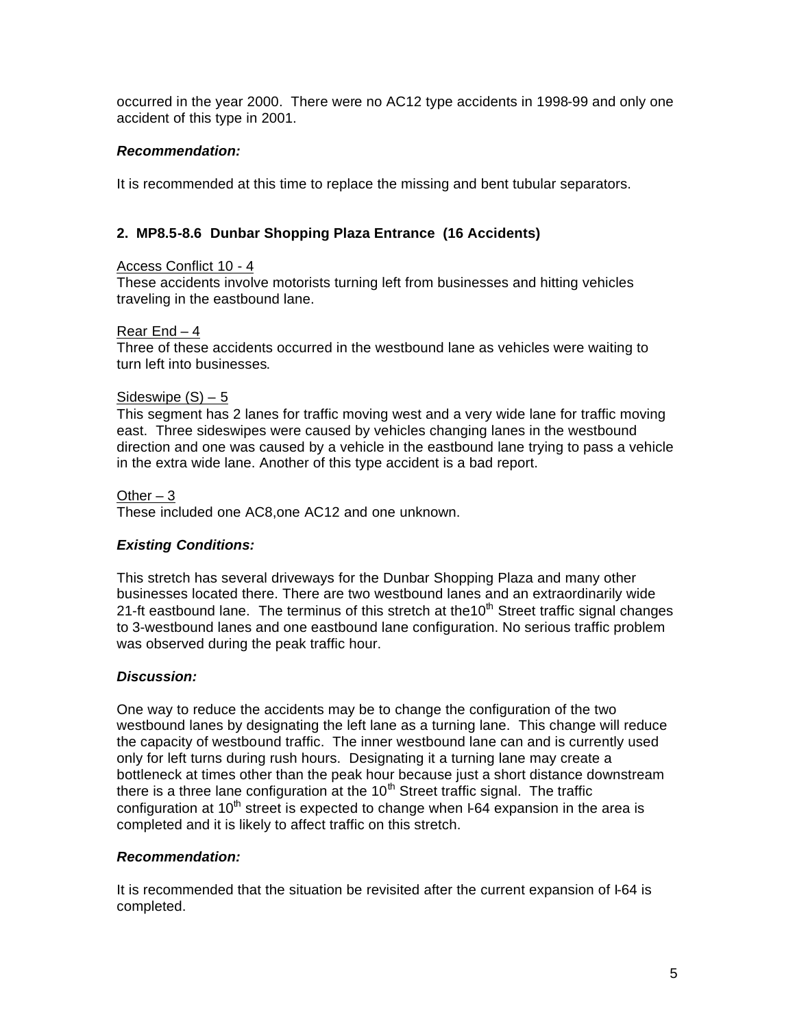occurred in the year 2000. There were no AC12 type accidents in 1998-99 and only one accident of this type in 2001.

***Recommendation:***

It is recommended at this time to replace the missing and bent tubular separators.

**2. MP8.5-8.6 Dunbar Shopping Plaza Entrance (16 Accidents)**

Access Conflict 10 - 4
These accidents involve motorists turning left from businesses and hitting vehicles traveling in the eastbound lane.

Rear End – 4
Three of these accidents occurred in the westbound lane as vehicles were waiting to turn left into businesses.

Sideswipe (S) – 5
This segment has 2 lanes for traffic moving west and a very wide lane for traffic moving east. Three sideswipes were caused by vehicles changing lanes in the westbound direction and one was caused by a vehicle in the eastbound lane trying to pass a vehicle in the extra wide lane. Another of this type accident is a bad report.

Other – 3
These included one AC8,one AC12 and one unknown.

***Existing Conditions:***

This stretch has several driveways for the Dunbar Shopping Plaza and many other businesses located there. There are two westbound lanes and an extraordinarily wide 21-ft eastbound lane. The terminus of this stretch at the10th Street traffic signal changes to 3-westbound lanes and one eastbound lane configuration. No serious traffic problem was observed during the peak traffic hour.

***Discussion:***

One way to reduce the accidents may be to change the configuration of the two westbound lanes by designating the left lane as a turning lane. This change will reduce the capacity of westbound traffic. The inner westbound lane can and is currently used only for left turns during rush hours. Designating it a turning lane may create a bottleneck at times other than the peak hour because just a short distance downstream there is a three lane configuration at the 10th Street traffic signal. The traffic configuration at 10th street is expected to change when I-64 expansion in the area is completed and it is likely to affect traffic on this stretch.

***Recommendation:***

It is recommended that the situation be revisited after the current expansion of I-64 is completed.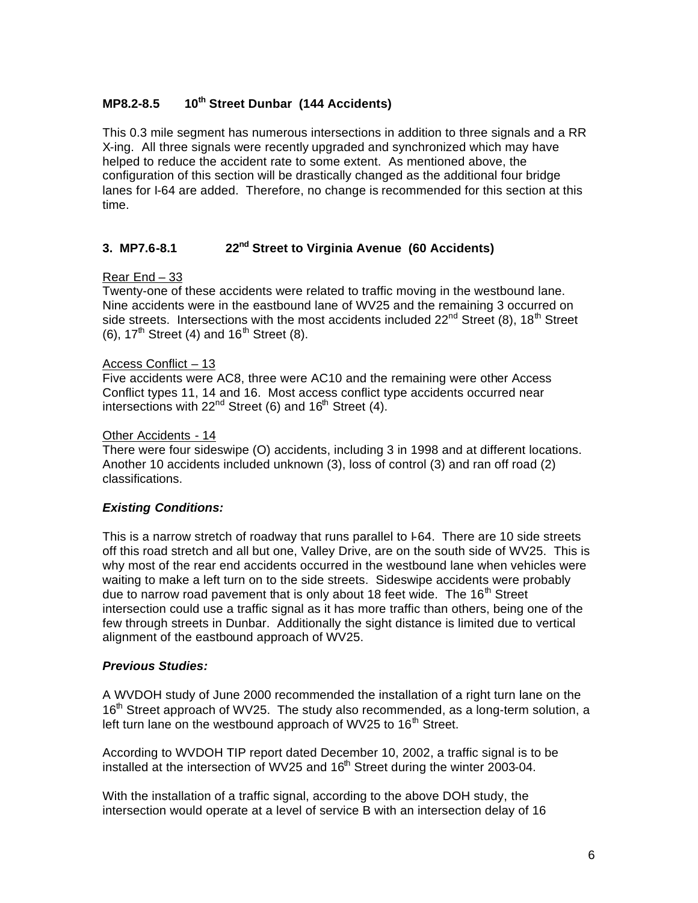### MP8.2-8.5 10th Street Dunbar (144 Accidents)

This 0.3 mile segment has numerous intersections in addition to three signals and a RR X-ing. All three signals were recently upgraded and synchronized which may have helped to reduce the accident rate to some extent. As mentioned above, the configuration of this section will be drastically changed as the additional four bridge lanes for I-64 are added. Therefore, no change is recommended for this section at this time.

### 3. MP7.6-8.1 22nd Street to Virginia Avenue (60 Accidents)

Rear End – 33
Twenty-one of these accidents were related to traffic moving in the westbound lane. Nine accidents were in the eastbound lane of WV25 and the remaining 3 occurred on side streets. Intersections with the most accidents included 22nd Street (8), 18th Street (6), 17th Street (4) and 16th Street (8).

Access Conflict – 13
Five accidents were AC8, three were AC10 and the remaining were other Access Conflict types 11, 14 and 16. Most access conflict type accidents occurred near intersections with 22nd Street (6) and 16th Street (4).

Other Accidents - 14
There were four sideswipe (O) accidents, including 3 in 1998 and at different locations. Another 10 accidents included unknown (3), loss of control (3) and ran off road (2) classifications.

***Existing Conditions:***

This is a narrow stretch of roadway that runs parallel to I-64. There are 10 side streets off this road stretch and all but one, Valley Drive, are on the south side of WV25. This is why most of the rear end accidents occurred in the westbound lane when vehicles were waiting to make a left turn on to the side streets. Sideswipe accidents were probably due to narrow road pavement that is only about 18 feet wide. The 16th Street intersection could use a traffic signal as it has more traffic than others, being one of the few through streets in Dunbar. Additionally the sight distance is limited due to vertical alignment of the eastbound approach of WV25.

***Previous Studies:***

A WVDOH study of June 2000 recommended the installation of a right turn lane on the 16th Street approach of WV25. The study also recommended, as a long-term solution, a left turn lane on the westbound approach of WV25 to 16th Street.

According to WVDOH TIP report dated December 10, 2002, a traffic signal is to be installed at the intersection of WV25 and 16th Street during the winter 2003-04.

With the installation of a traffic signal, according to the above DOH study, the intersection would operate at a level of service B with an intersection delay of 16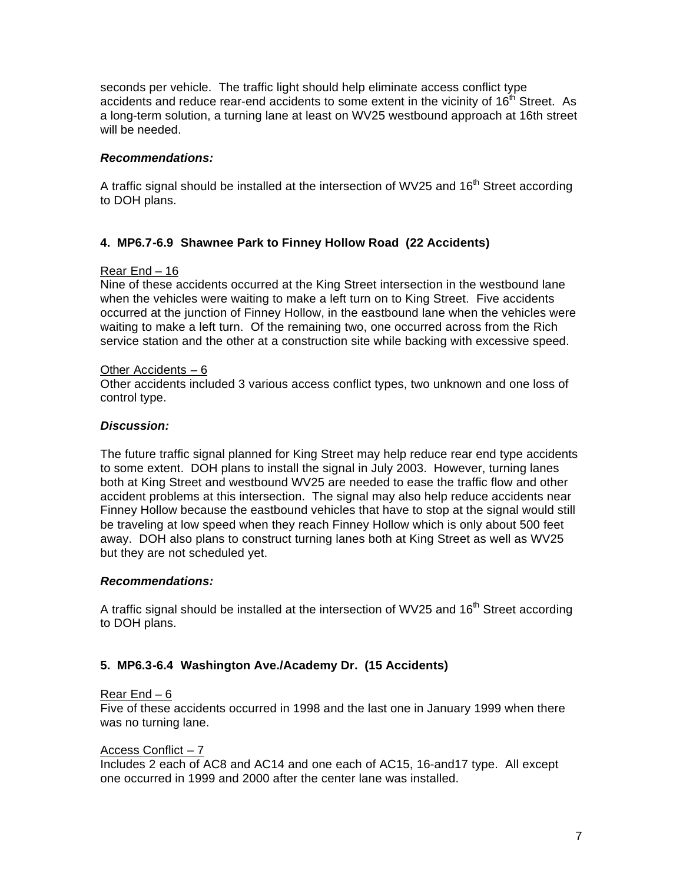seconds per vehicle. The traffic light should help eliminate access conflict type accidents and reduce rear-end accidents to some extent in the vicinity of 16th Street. As a long-term solution, a turning lane at least on WV25 westbound approach at 16th street will be needed.

***Recommendations:***

A traffic signal should be installed at the intersection of WV25 and 16th Street according to DOH plans.

**4. MP6.7-6.9 Shawnee Park to Finney Hollow Road (22 Accidents)**

Rear End – 16
Nine of these accidents occurred at the King Street intersection in the westbound lane when the vehicles were waiting to make a left turn on to King Street. Five accidents occurred at the junction of Finney Hollow, in the eastbound lane when the vehicles were waiting to make a left turn. Of the remaining two, one occurred across from the Rich service station and the other at a construction site while backing with excessive speed.

Other Accidents – 6
Other accidents included 3 various access conflict types, two unknown and one loss of control type.

***Discussion:***

The future traffic signal planned for King Street may help reduce rear end type accidents to some extent. DOH plans to install the signal in July 2003. However, turning lanes both at King Street and westbound WV25 are needed to ease the traffic flow and other accident problems at this intersection. The signal may also help reduce accidents near Finney Hollow because the eastbound vehicles that have to stop at the signal would still be traveling at low speed when they reach Finney Hollow which is only about 500 feet away. DOH also plans to construct turning lanes both at King Street as well as WV25 but they are not scheduled yet.

***Recommendations:***

A traffic signal should be installed at the intersection of WV25 and 16th Street according to DOH plans.

**5. MP6.3-6.4 Washington Ave./Academy Dr. (15 Accidents)**

Rear End – 6
Five of these accidents occurred in 1998 and the last one in January 1999 when there was no turning lane.

Access Conflict – 7
Includes 2 each of AC8 and AC14 and one each of AC15, 16-and17 type. All except one occurred in 1999 and 2000 after the center lane was installed.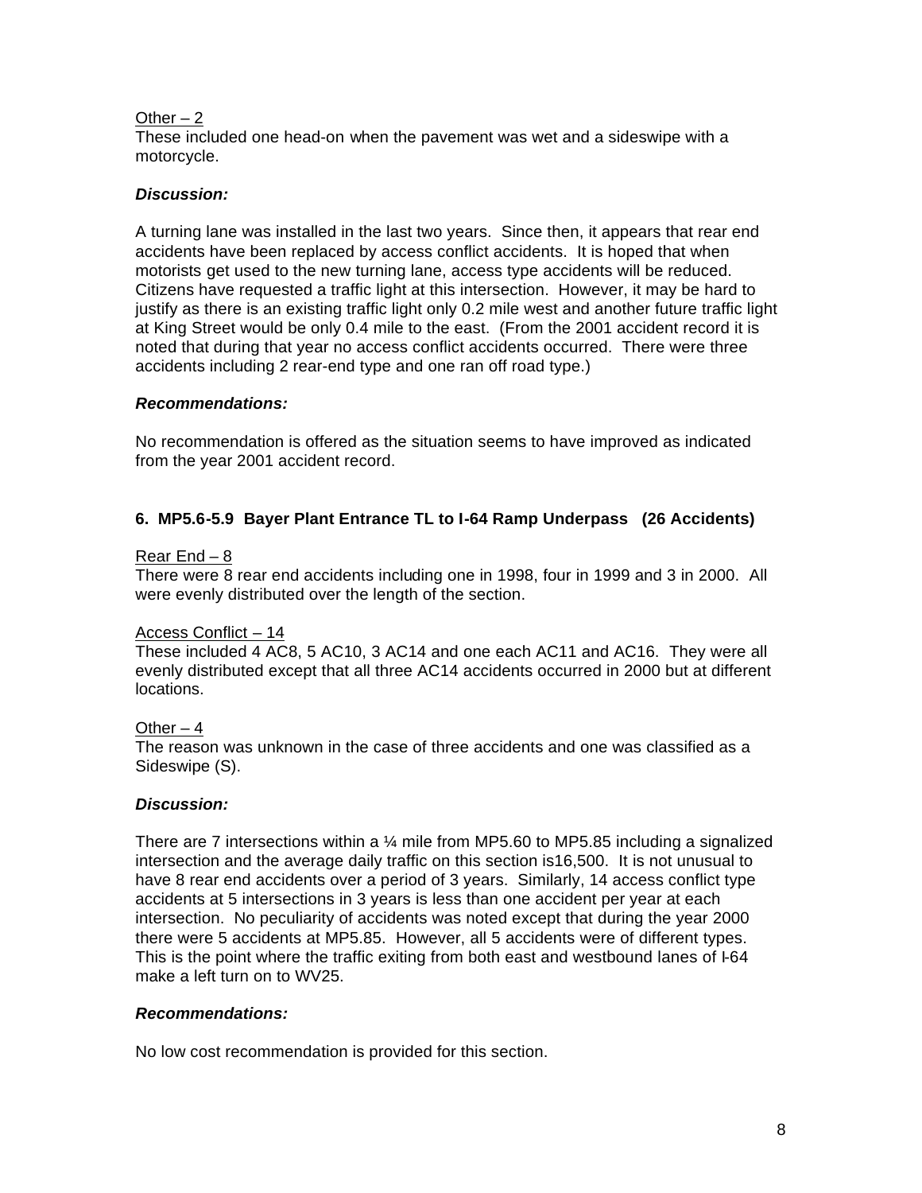Other – 2

These included one head-on when the pavement was wet and a sideswipe with a motorcycle.

***Discussion:***

A turning lane was installed in the last two years. Since then, it appears that rear end accidents have been replaced by access conflict accidents. It is hoped that when motorists get used to the new turning lane, access type accidents will be reduced. Citizens have requested a traffic light at this intersection. However, it may be hard to justify as there is an existing traffic light only 0.2 mile west and another future traffic light at King Street would be only 0.4 mile to the east. (From the 2001 accident record it is noted that during that year no access conflict accidents occurred. There were three accidents including 2 rear-end type and one ran off road type.)

***Recommendations:***

No recommendation is offered as the situation seems to have improved as indicated from the year 2001 accident record.

**6. MP5.6-5.9 Bayer Plant Entrance TL to I-64 Ramp Underpass (26 Accidents)**

Rear End – 8

There were 8 rear end accidents including one in 1998, four in 1999 and 3 in 2000. All were evenly distributed over the length of the section.

Access Conflict – 14

These included 4 AC8, 5 AC10, 3 AC14 and one each AC11 and AC16. They were all evenly distributed except that all three AC14 accidents occurred in 2000 but at different locations.

Other – 4

The reason was unknown in the case of three accidents and one was classified as a Sideswipe (S).

***Discussion:***

There are 7 intersections within a ¼ mile from MP5.60 to MP5.85 including a signalized intersection and the average daily traffic on this section is16,500. It is not unusual to have 8 rear end accidents over a period of 3 years. Similarly, 14 access conflict type accidents at 5 intersections in 3 years is less than one accident per year at each intersection. No peculiarity of accidents was noted except that during the year 2000 there were 5 accidents at MP5.85. However, all 5 accidents were of different types. This is the point where the traffic exiting from both east and westbound lanes of I-64 make a left turn on to WV25.

***Recommendations:***

No low cost recommendation is provided for this section.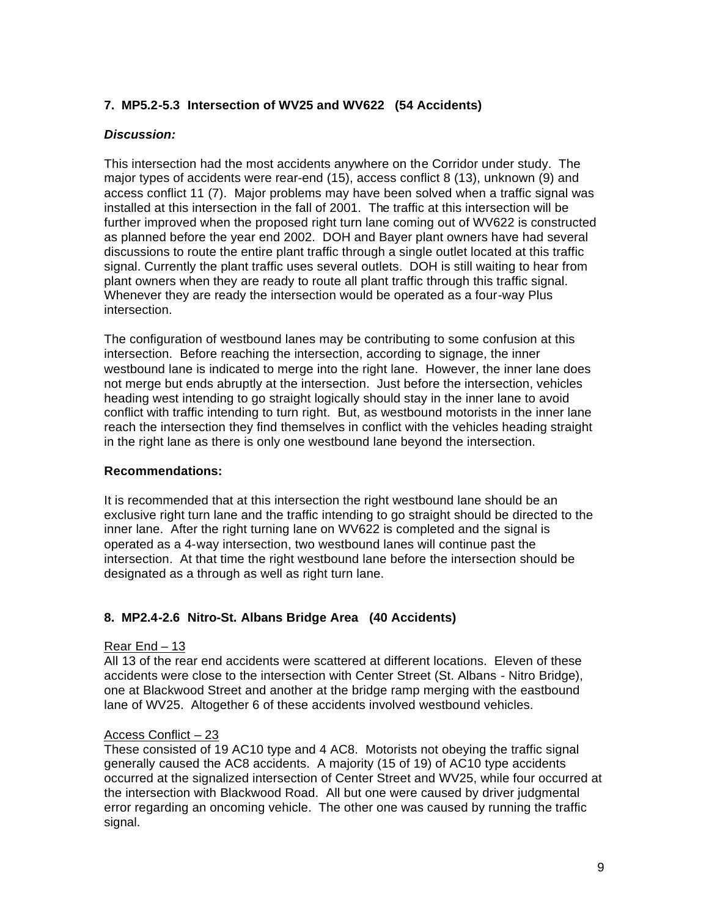### 7. MP5.2-5.3 Intersection of WV25 and WV622 (54 Accidents)

***Discussion:***

This intersection had the most accidents anywhere on the Corridor under study. The major types of accidents were rear-end (15), access conflict 8 (13), unknown (9) and access conflict 11 (7). Major problems may have been solved when a traffic signal was installed at this intersection in the fall of 2001. The traffic at this intersection will be further improved when the proposed right turn lane coming out of WV622 is constructed as planned before the year end 2002. DOH and Bayer plant owners have had several discussions to route the entire plant traffic through a single outlet located at this traffic signal. Currently the plant traffic uses several outlets. DOH is still waiting to hear from plant owners when they are ready to route all plant traffic through this traffic signal. Whenever they are ready the intersection would be operated as a four-way Plus intersection.

The configuration of westbound lanes may be contributing to some confusion at this intersection. Before reaching the intersection, according to signage, the inner westbound lane is indicated to merge into the right lane. However, the inner lane does not merge but ends abruptly at the intersection. Just before the intersection, vehicles heading west intending to go straight logically should stay in the inner lane to avoid conflict with traffic intending to turn right. But, as westbound motorists in the inner lane reach the intersection they find themselves in conflict with the vehicles heading straight in the right lane as there is only one westbound lane beyond the intersection.

**Recommendations:**

It is recommended that at this intersection the right westbound lane should be an exclusive right turn lane and the traffic intending to go straight should be directed to the inner lane. After the right turning lane on WV622 is completed and the signal is operated as a 4-way intersection, two westbound lanes will continue past the intersection. At that time the right westbound lane before the intersection should be designated as a through as well as right turn lane.

### 8. MP2.4-2.6 Nitro-St. Albans Bridge Area (40 Accidents)

Rear End – 13

All 13 of the rear end accidents were scattered at different locations. Eleven of these accidents were close to the intersection with Center Street (St. Albans - Nitro Bridge), one at Blackwood Street and another at the bridge ramp merging with the eastbound lane of WV25. Altogether 6 of these accidents involved westbound vehicles.

Access Conflict – 23

These consisted of 19 AC10 type and 4 AC8. Motorists not obeying the traffic signal generally caused the AC8 accidents. A majority (15 of 19) of AC10 type accidents occurred at the signalized intersection of Center Street and WV25, while four occurred at the intersection with Blackwood Road. All but one were caused by driver judgmental error regarding an oncoming vehicle. The other one was caused by running the traffic signal.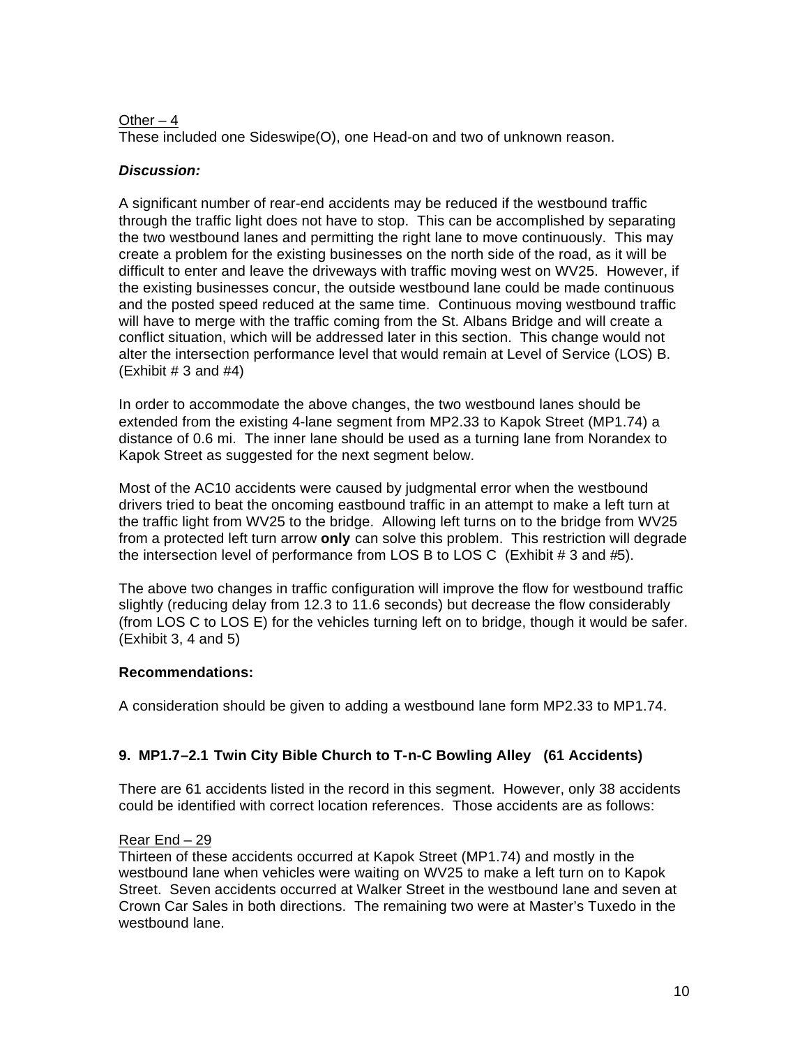Other – 4
These included one Sideswipe(O), one Head-on and two of unknown reason.

***Discussion:***

A significant number of rear-end accidents may be reduced if the westbound traffic through the traffic light does not have to stop. This can be accomplished by separating the two westbound lanes and permitting the right lane to move continuously. This may create a problem for the existing businesses on the north side of the road, as it will be difficult to enter and leave the driveways with traffic moving west on WV25. However, if the existing businesses concur, the outside westbound lane could be made continuous and the posted speed reduced at the same time. Continuous moving westbound traffic will have to merge with the traffic coming from the St. Albans Bridge and will create a conflict situation, which will be addressed later in this section. This change would not alter the intersection performance level that would remain at Level of Service (LOS) B. (Exhibit # 3 and #4)

In order to accommodate the above changes, the two westbound lanes should be extended from the existing 4-lane segment from MP2.33 to Kapok Street (MP1.74) a distance of 0.6 mi. The inner lane should be used as a turning lane from Norandex to Kapok Street as suggested for the next segment below.

Most of the AC10 accidents were caused by judgmental error when the westbound drivers tried to beat the oncoming eastbound traffic in an attempt to make a left turn at the traffic light from WV25 to the bridge. Allowing left turns on to the bridge from WV25 from a protected left turn arrow **only** can solve this problem. This restriction will degrade the intersection level of performance from LOS B to LOS C (Exhibit # 3 and #5).

The above two changes in traffic configuration will improve the flow for westbound traffic slightly (reducing delay from 12.3 to 11.6 seconds) but decrease the flow considerably (from LOS C to LOS E) for the vehicles turning left on to bridge, though it would be safer. (Exhibit 3, 4 and 5)

**Recommendations:**

A consideration should be given to adding a westbound lane form MP2.33 to MP1.74.

### 9. MP1.7–2.1 Twin City Bible Church to T-n-C Bowling Alley (61 Accidents)

There are 61 accidents listed in the record in this segment. However, only 38 accidents could be identified with correct location references. Those accidents are as follows:

Rear End – 29
Thirteen of these accidents occurred at Kapok Street (MP1.74) and mostly in the westbound lane when vehicles were waiting on WV25 to make a left turn on to Kapok Street. Seven accidents occurred at Walker Street in the westbound lane and seven at Crown Car Sales in both directions. The remaining two were at Master's Tuxedo in the westbound lane.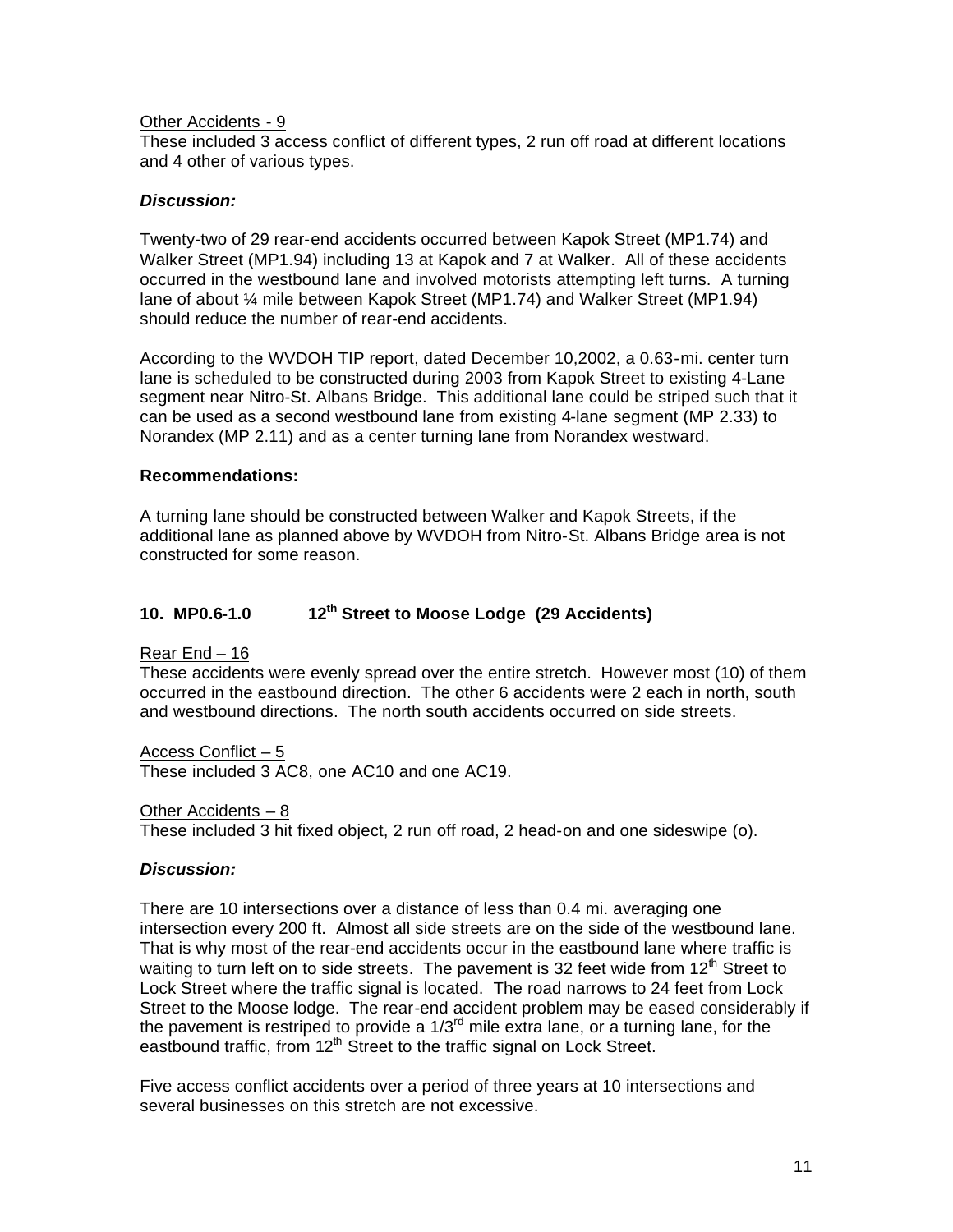Other Accidents - 9

These included 3 access conflict of different types, 2 run off road at different locations and 4 other of various types.

***Discussion:***

Twenty-two of 29 rear-end accidents occurred between Kapok Street (MP1.74) and Walker Street (MP1.94) including 13 at Kapok and 7 at Walker. All of these accidents occurred in the westbound lane and involved motorists attempting left turns. A turning lane of about ¼ mile between Kapok Street (MP1.74) and Walker Street (MP1.94) should reduce the number of rear-end accidents.

According to the WVDOH TIP report, dated December 10,2002, a 0.63-mi. center turn lane is scheduled to be constructed during 2003 from Kapok Street to existing 4-Lane segment near Nitro-St. Albans Bridge. This additional lane could be striped such that it can be used as a second westbound lane from existing 4-lane segment (MP 2.33) to Norandex (MP 2.11) and as a center turning lane from Norandex westward.

**Recommendations:**

A turning lane should be constructed between Walker and Kapok Streets, if the additional lane as planned above by WVDOH from Nitro-St. Albans Bridge area is not constructed for some reason.

### 10. MP0.6-1.0 12th Street to Moose Lodge (29 Accidents)

Rear End – 16

These accidents were evenly spread over the entire stretch. However most (10) of them occurred in the eastbound direction. The other 6 accidents were 2 each in north, south and westbound directions. The north south accidents occurred on side streets.

Access Conflict – 5

These included 3 AC8, one AC10 and one AC19.

Other Accidents – 8

These included 3 hit fixed object, 2 run off road, 2 head-on and one sideswipe (o).

***Discussion:***

There are 10 intersections over a distance of less than 0.4 mi. averaging one intersection every 200 ft. Almost all side streets are on the side of the westbound lane. That is why most of the rear-end accidents occur in the eastbound lane where traffic is waiting to turn left on to side streets. The pavement is 32 feet wide from 12th Street to Lock Street where the traffic signal is located. The road narrows to 24 feet from Lock Street to the Moose lodge. The rear-end accident problem may be eased considerably if the pavement is restriped to provide a 1/3rd mile extra lane, or a turning lane, for the eastbound traffic, from 12th Street to the traffic signal on Lock Street.

Five access conflict accidents over a period of three years at 10 intersections and several businesses on this stretch are not excessive.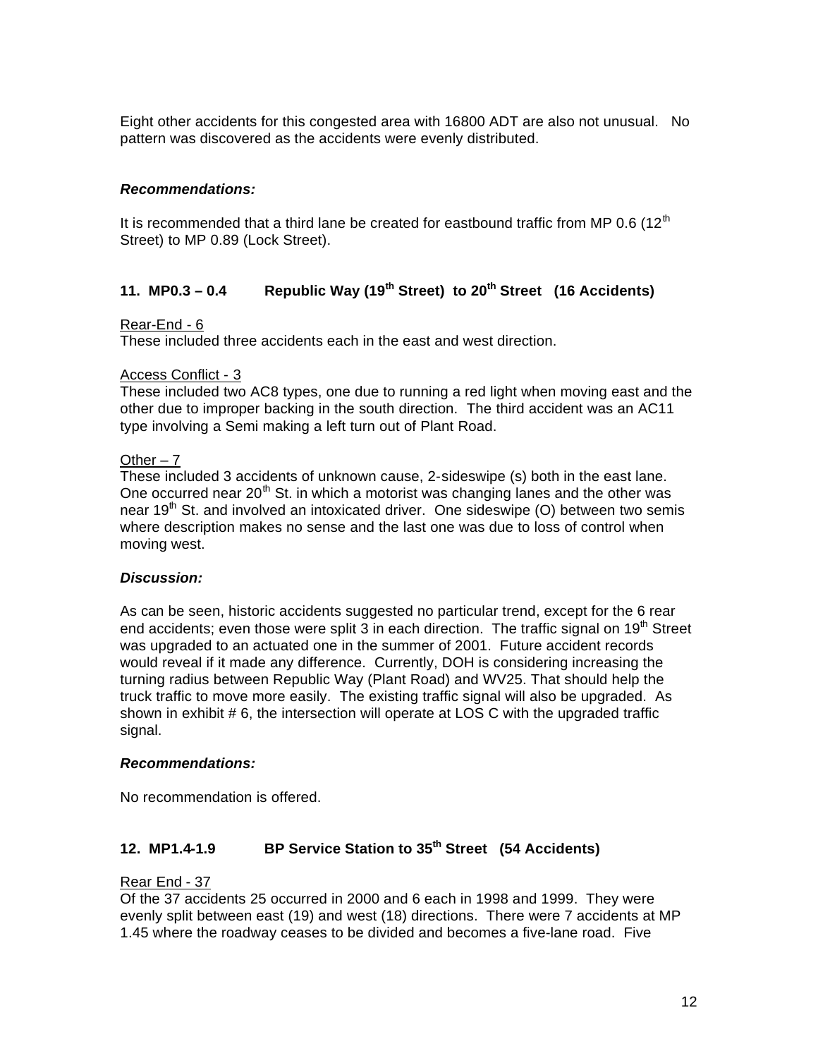Eight other accidents for this congested area with 16800 ADT are also not unusual. No pattern was discovered as the accidents were evenly distributed.

***Recommendations:***

It is recommended that a third lane be created for eastbound traffic from MP 0.6 (12th Street) to MP 0.89 (Lock Street).

## 11. MP0.3 – 0.4 Republic Way (19th Street) to 20th Street (16 Accidents)

<u>Rear-End - 6</u>
These included three accidents each in the east and west direction.

<u>Access Conflict - 3</u>
These included two AC8 types, one due to running a red light when moving east and the other due to improper backing in the south direction. The third accident was an AC11 type involving a Semi making a left turn out of Plant Road.

<u>Other – 7</u>
These included 3 accidents of unknown cause, 2-sideswipe (s) both in the east lane. One occurred near 20th St. in which a motorist was changing lanes and the other was near 19th St. and involved an intoxicated driver. One sideswipe (O) between two semis where description makes no sense and the last one was due to loss of control when moving west.

***Discussion:***

As can be seen, historic accidents suggested no particular trend, except for the 6 rear end accidents; even those were split 3 in each direction. The traffic signal on 19th Street was upgraded to an actuated one in the summer of 2001. Future accident records would reveal if it made any difference. Currently, DOH is considering increasing the turning radius between Republic Way (Plant Road) and WV25. That should help the truck traffic to move more easily. The existing traffic signal will also be upgraded. As shown in exhibit # 6, the intersection will operate at LOS C with the upgraded traffic signal.

***Recommendations:***

No recommendation is offered.

## 12. MP1.4-1.9 BP Service Station to 35th Street (54 Accidents)

<u>Rear End - 37</u>
Of the 37 accidents 25 occurred in 2000 and 6 each in 1998 and 1999. They were evenly split between east (19) and west (18) directions. There were 7 accidents at MP 1.45 where the roadway ceases to be divided and becomes a five-lane road. Five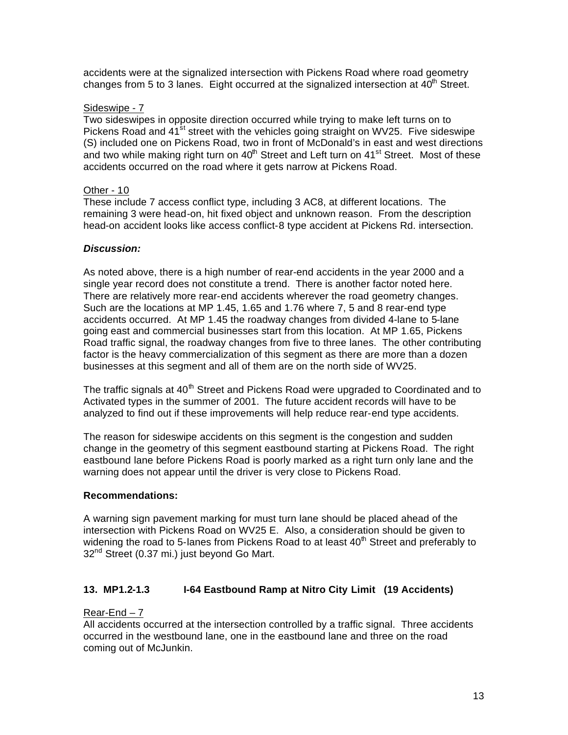accidents were at the signalized intersection with Pickens Road where road geometry changes from 5 to 3 lanes. Eight occurred at the signalized intersection at 40th Street.

Sideswipe - 7

Two sideswipes in opposite direction occurred while trying to make left turns on to Pickens Road and 41st street with the vehicles going straight on WV25. Five sideswipe (S) included one on Pickens Road, two in front of McDonald's in east and west directions and two while making right turn on 40th Street and Left turn on 41st Street. Most of these accidents occurred on the road where it gets narrow at Pickens Road.

Other - 10

These include 7 access conflict type, including 3 AC8, at different locations. The remaining 3 were head-on, hit fixed object and unknown reason. From the description head-on accident looks like access conflict-8 type accident at Pickens Rd. intersection.

***Discussion:***

As noted above, there is a high number of rear-end accidents in the year 2000 and a single year record does not constitute a trend. There is another factor noted here. There are relatively more rear-end accidents wherever the road geometry changes. Such are the locations at MP 1.45, 1.65 and 1.76 where 7, 5 and 8 rear-end type accidents occurred. At MP 1.45 the roadway changes from divided 4-lane to 5-lane going east and commercial businesses start from this location. At MP 1.65, Pickens Road traffic signal, the roadway changes from five to three lanes. The other contributing factor is the heavy commercialization of this segment as there are more than a dozen businesses at this segment and all of them are on the north side of WV25.

The traffic signals at 40th Street and Pickens Road were upgraded to Coordinated and to Activated types in the summer of 2001. The future accident records will have to be analyzed to find out if these improvements will help reduce rear-end type accidents.

The reason for sideswipe accidents on this segment is the congestion and sudden change in the geometry of this segment eastbound starting at Pickens Road. The right eastbound lane before Pickens Road is poorly marked as a right turn only lane and the warning does not appear until the driver is very close to Pickens Road.

**Recommendations:**

A warning sign pavement marking for must turn lane should be placed ahead of the intersection with Pickens Road on WV25 E. Also, a consideration should be given to widening the road to 5-lanes from Pickens Road to at least 40th Street and preferably to 32nd Street (0.37 mi.) just beyond Go Mart.

### 13. MP1.2-1.3 I-64 Eastbound Ramp at Nitro City Limit (19 Accidents)

Rear-End – 7

All accidents occurred at the intersection controlled by a traffic signal. Three accidents occurred in the westbound lane, one in the eastbound lane and three on the road coming out of McJunkin.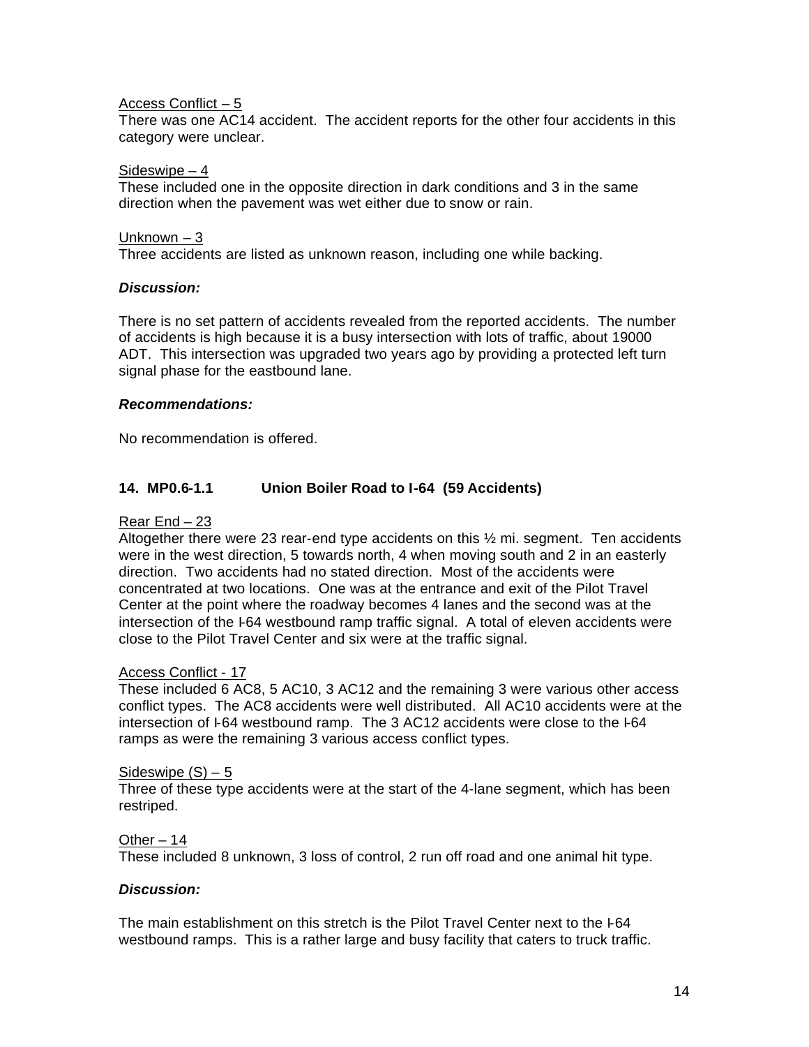Access Conflict – 5

There was one AC14 accident. The accident reports for the other four accidents in this category were unclear.

Sideswipe – 4

These included one in the opposite direction in dark conditions and 3 in the same direction when the pavement was wet either due to snow or rain.

Unknown – 3

Three accidents are listed as unknown reason, including one while backing.

***Discussion:***

There is no set pattern of accidents revealed from the reported accidents. The number of accidents is high because it is a busy intersection with lots of traffic, about 19000 ADT. This intersection was upgraded two years ago by providing a protected left turn signal phase for the eastbound lane.

***Recommendations:***

No recommendation is offered.

### 14. MP0.6-1.1 Union Boiler Road to I-64 (59 Accidents)

Rear End – 23

Altogether there were 23 rear-end type accidents on this ½ mi. segment. Ten accidents were in the west direction, 5 towards north, 4 when moving south and 2 in an easterly direction. Two accidents had no stated direction. Most of the accidents were concentrated at two locations. One was at the entrance and exit of the Pilot Travel Center at the point where the roadway becomes 4 lanes and the second was at the intersection of the I-64 westbound ramp traffic signal. A total of eleven accidents were close to the Pilot Travel Center and six were at the traffic signal.

Access Conflict - 17

These included 6 AC8, 5 AC10, 3 AC12 and the remaining 3 were various other access conflict types. The AC8 accidents were well distributed. All AC10 accidents were at the intersection of I-64 westbound ramp. The 3 AC12 accidents were close to the I-64 ramps as were the remaining 3 various access conflict types.

Sideswipe (S) – 5

Three of these type accidents were at the start of the 4-lane segment, which has been restriped.

Other – 14

These included 8 unknown, 3 loss of control, 2 run off road and one animal hit type.

***Discussion:***

The main establishment on this stretch is the Pilot Travel Center next to the I-64 westbound ramps. This is a rather large and busy facility that caters to truck traffic.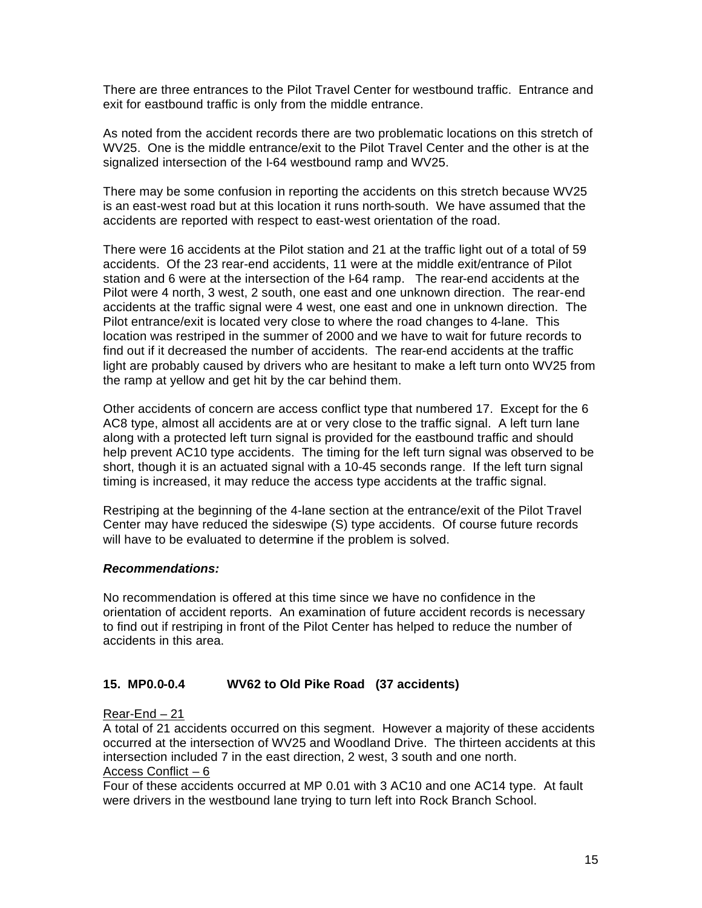There are three entrances to the Pilot Travel Center for westbound traffic. Entrance and exit for eastbound traffic is only from the middle entrance.

As noted from the accident records there are two problematic locations on this stretch of WV25. One is the middle entrance/exit to the Pilot Travel Center and the other is at the signalized intersection of the I-64 westbound ramp and WV25.

There may be some confusion in reporting the accidents on this stretch because WV25 is an east-west road but at this location it runs north-south. We have assumed that the accidents are reported with respect to east-west orientation of the road.

There were 16 accidents at the Pilot station and 21 at the traffic light out of a total of 59 accidents. Of the 23 rear-end accidents, 11 were at the middle exit/entrance of Pilot station and 6 were at the intersection of the I-64 ramp. The rear-end accidents at the Pilot were 4 north, 3 west, 2 south, one east and one unknown direction. The rear-end accidents at the traffic signal were 4 west, one east and one in unknown direction. The Pilot entrance/exit is located very close to where the road changes to 4-lane. This location was restriped in the summer of 2000 and we have to wait for future records to find out if it decreased the number of accidents. The rear-end accidents at the traffic light are probably caused by drivers who are hesitant to make a left turn onto WV25 from the ramp at yellow and get hit by the car behind them.

Other accidents of concern are access conflict type that numbered 17. Except for the 6 AC8 type, almost all accidents are at or very close to the traffic signal. A left turn lane along with a protected left turn signal is provided for the eastbound traffic and should help prevent AC10 type accidents. The timing for the left turn signal was observed to be short, though it is an actuated signal with a 10-45 seconds range. If the left turn signal timing is increased, it may reduce the access type accidents at the traffic signal.

Restriping at the beginning of the 4-lane section at the entrance/exit of the Pilot Travel Center may have reduced the sideswipe (S) type accidents. Of course future records will have to be evaluated to determine if the problem is solved.

***Recommendations:***

No recommendation is offered at this time since we have no confidence in the orientation of accident reports. An examination of future accident records is necessary to find out if restriping in front of the Pilot Center has helped to reduce the number of accidents in this area.

### 15. MP0.0-0.4 WV62 to Old Pike Road (37 accidents)

Rear-End – 21

A total of 21 accidents occurred on this segment. However a majority of these accidents occurred at the intersection of WV25 and Woodland Drive. The thirteen accidents at this intersection included 7 in the east direction, 2 west, 3 south and one north.

Access Conflict – 6

Four of these accidents occurred at MP 0.01 with 3 AC10 and one AC14 type. At fault were drivers in the westbound lane trying to turn left into Rock Branch School.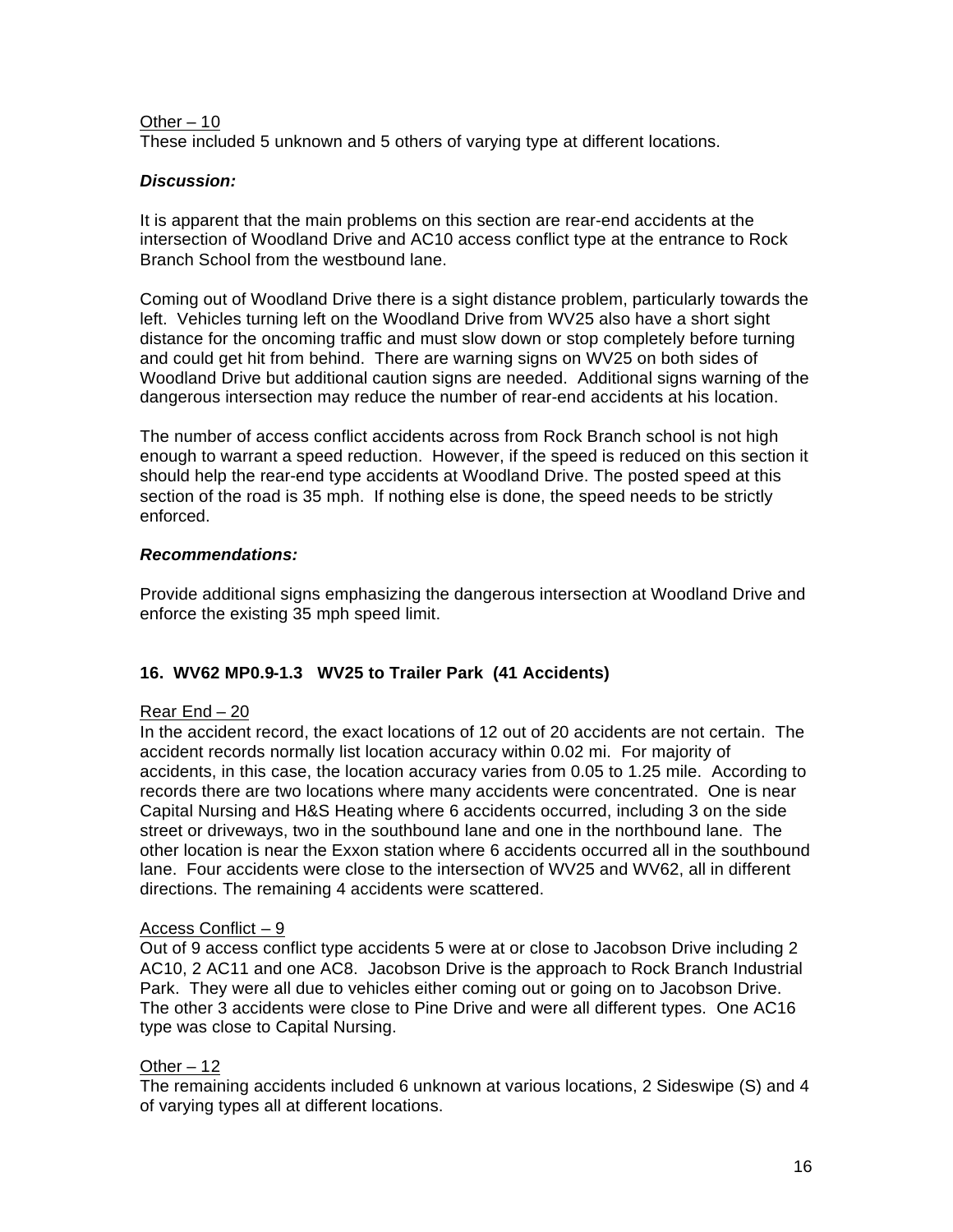Other – 10
These included 5 unknown and 5 others of varying type at different locations.

***Discussion:***

It is apparent that the main problems on this section are rear-end accidents at the intersection of Woodland Drive and AC10 access conflict type at the entrance to Rock Branch School from the westbound lane.

Coming out of Woodland Drive there is a sight distance problem, particularly towards the left. Vehicles turning left on the Woodland Drive from WV25 also have a short sight distance for the oncoming traffic and must slow down or stop completely before turning and could get hit from behind. There are warning signs on WV25 on both sides of Woodland Drive but additional caution signs are needed. Additional signs warning of the dangerous intersection may reduce the number of rear-end accidents at his location.

The number of access conflict accidents across from Rock Branch school is not high enough to warrant a speed reduction. However, if the speed is reduced on this section it should help the rear-end type accidents at Woodland Drive. The posted speed at this section of the road is 35 mph. If nothing else is done, the speed needs to be strictly enforced.

***Recommendations:***

Provide additional signs emphasizing the dangerous intersection at Woodland Drive and enforce the existing 35 mph speed limit.

### 16. WV62 MP0.9-1.3 WV25 to Trailer Park (41 Accidents)

Rear End – 20
In the accident record, the exact locations of 12 out of 20 accidents are not certain. The accident records normally list location accuracy within 0.02 mi. For majority of accidents, in this case, the location accuracy varies from 0.05 to 1.25 mile. According to records there are two locations where many accidents were concentrated. One is near Capital Nursing and H&S Heating where 6 accidents occurred, including 3 on the side street or driveways, two in the southbound lane and one in the northbound lane. The other location is near the Exxon station where 6 accidents occurred all in the southbound lane. Four accidents were close to the intersection of WV25 and WV62, all in different directions. The remaining 4 accidents were scattered.

Access Conflict – 9
Out of 9 access conflict type accidents 5 were at or close to Jacobson Drive including 2 AC10, 2 AC11 and one AC8. Jacobson Drive is the approach to Rock Branch Industrial Park. They were all due to vehicles either coming out or going on to Jacobson Drive. The other 3 accidents were close to Pine Drive and were all different types. One AC16 type was close to Capital Nursing.

Other – 12
The remaining accidents included 6 unknown at various locations, 2 Sideswipe (S) and 4 of varying types all at different locations.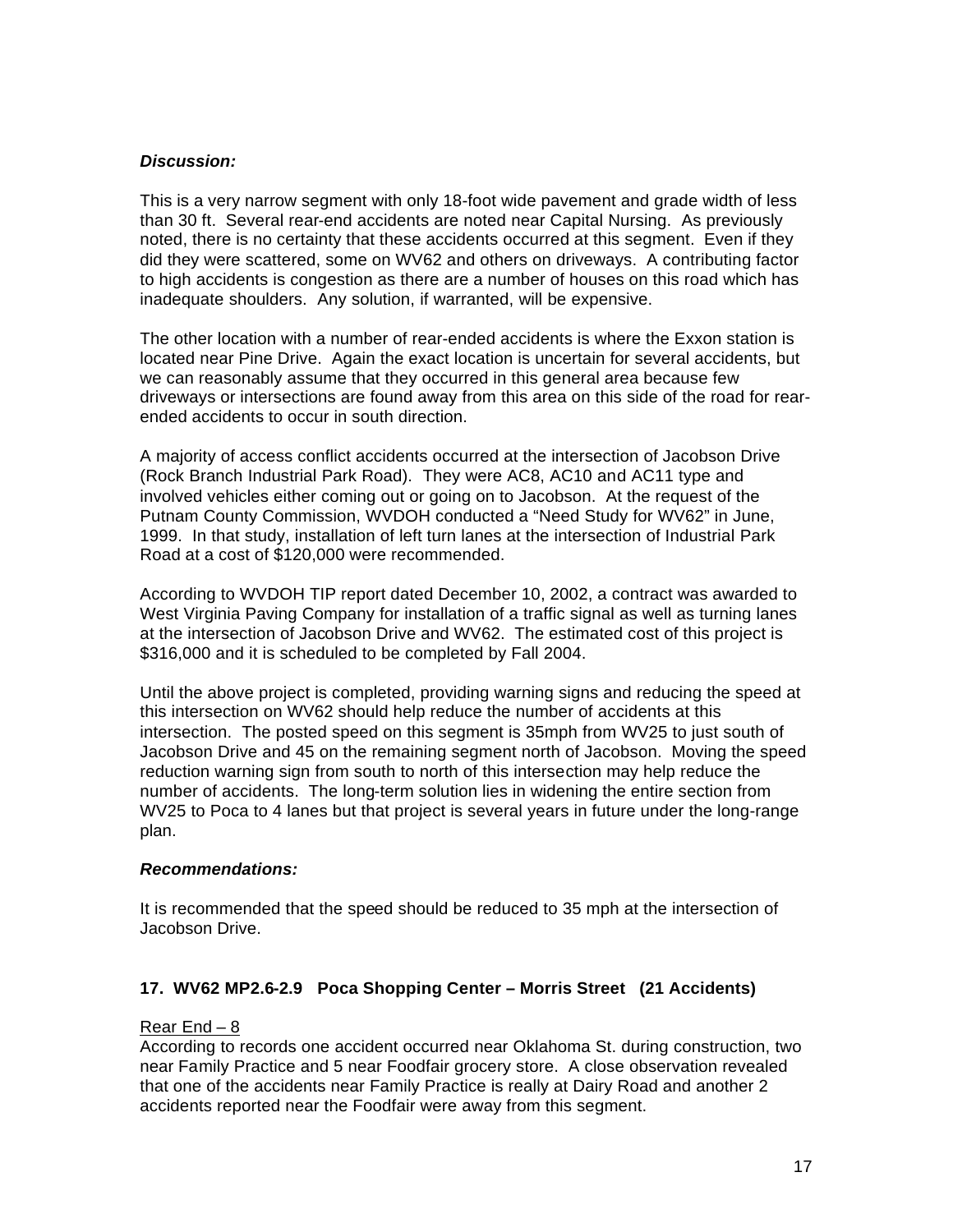***Discussion:***

This is a very narrow segment with only 18-foot wide pavement and grade width of less than 30 ft. Several rear-end accidents are noted near Capital Nursing. As previously noted, there is no certainty that these accidents occurred at this segment. Even if they did they were scattered, some on WV62 and others on driveways. A contributing factor to high accidents is congestion as there are a number of houses on this road which has inadequate shoulders. Any solution, if warranted, will be expensive.

The other location with a number of rear-ended accidents is where the Exxon station is located near Pine Drive. Again the exact location is uncertain for several accidents, but we can reasonably assume that they occurred in this general area because few driveways or intersections are found away from this area on this side of the road for rear-ended accidents to occur in south direction.

A majority of access conflict accidents occurred at the intersection of Jacobson Drive (Rock Branch Industrial Park Road). They were AC8, AC10 and AC11 type and involved vehicles either coming out or going on to Jacobson. At the request of the Putnam County Commission, WVDOH conducted a "Need Study for WV62" in June, 1999. In that study, installation of left turn lanes at the intersection of Industrial Park Road at a cost of $120,000 were recommended.

According to WVDOH TIP report dated December 10, 2002, a contract was awarded to West Virginia Paving Company for installation of a traffic signal as well as turning lanes at the intersection of Jacobson Drive and WV62. The estimated cost of this project is $316,000 and it is scheduled to be completed by Fall 2004.

Until the above project is completed, providing warning signs and reducing the speed at this intersection on WV62 should help reduce the number of accidents at this intersection. The posted speed on this segment is 35mph from WV25 to just south of Jacobson Drive and 45 on the remaining segment north of Jacobson. Moving the speed reduction warning sign from south to north of this intersection may help reduce the number of accidents. The long-term solution lies in widening the entire section from WV25 to Poca to 4 lanes but that project is several years in future under the long-range plan.

***Recommendations:***

It is recommended that the speed should be reduced to 35 mph at the intersection of Jacobson Drive.

### 17. WV62 MP2.6-2.9 Poca Shopping Center – Morris Street (21 Accidents)

<u>Rear End – 8</u>
According to records one accident occurred near Oklahoma St. during construction, two near Family Practice and 5 near Foodfair grocery store. A close observation revealed that one of the accidents near Family Practice is really at Dairy Road and another 2 accidents reported near the Foodfair were away from this segment.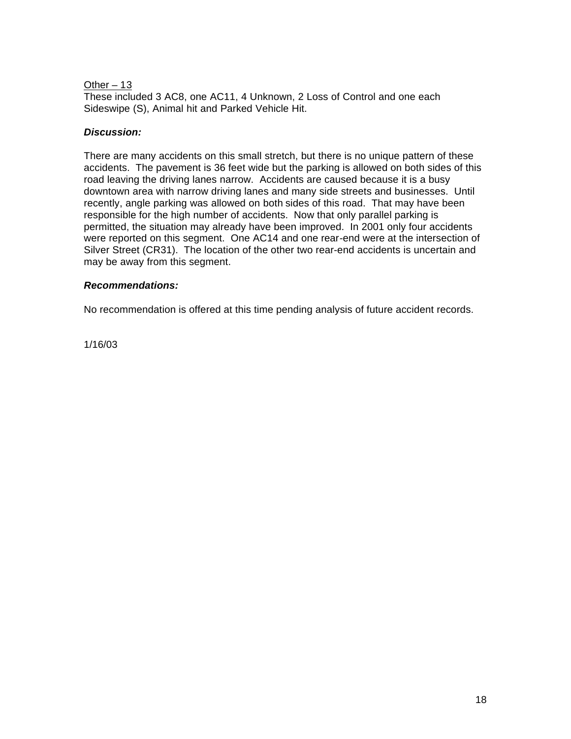Other – 13

These included 3 AC8, one AC11, 4 Unknown, 2 Loss of Control and one each Sideswipe (S), Animal hit and Parked Vehicle Hit.

***Discussion:***

There are many accidents on this small stretch, but there is no unique pattern of these accidents. The pavement is 36 feet wide but the parking is allowed on both sides of this road leaving the driving lanes narrow. Accidents are caused because it is a busy downtown area with narrow driving lanes and many side streets and businesses. Until recently, angle parking was allowed on both sides of this road. That may have been responsible for the high number of accidents. Now that only parallel parking is permitted, the situation may already have been improved. In 2001 only four accidents were reported on this segment. One AC14 and one rear-end were at the intersection of Silver Street (CR31). The location of the other two rear-end accidents is uncertain and may be away from this segment.

***Recommendations:***

No recommendation is offered at this time pending analysis of future accident records.

1/16/03